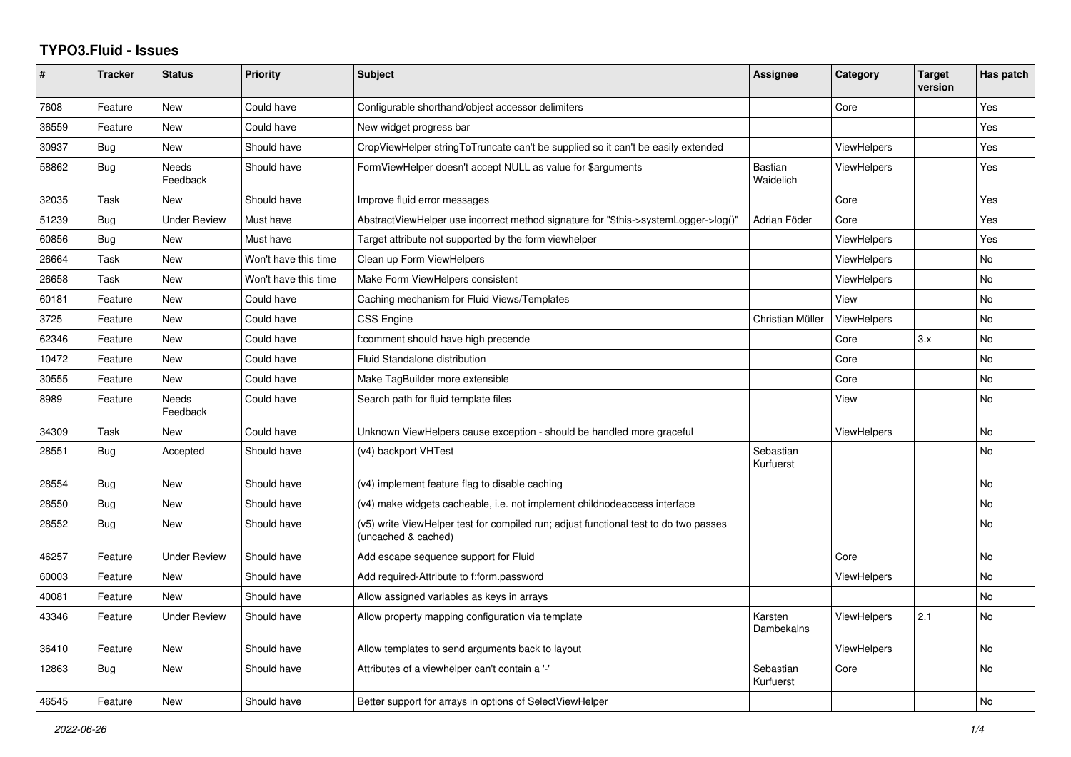# TYPO3.Fluid - Issues

| # | Tracker | Status | Priority | Subject | Assignee | Category | Target version | Has patch |
|---|---|---|---|---|---|---|---|---|
| 7608 | Feature | New | Could have | Configurable shorthand/object accessor delimiters | | Core | | Yes |
| 36559 | Feature | New | Could have | New widget progress bar | | | | Yes |
| 30937 | Bug | New | Should have | CropViewHelper stringToTruncate can't be supplied so it can't be easily extended | | ViewHelpers | | Yes |
| 58862 | Bug | Needs Feedback | Should have | FormViewHelper doesn't accept NULL as value for $arguments | Bastian Waidelich | ViewHelpers | | Yes |
| 32035 | Task | New | Should have | Improve fluid error messages | | Core | | Yes |
| 51239 | Bug | Under Review | Must have | AbstractViewHelper use incorrect method signature for "$this->systemLogger->log()" | Adrian Föder | Core | | Yes |
| 60856 | Bug | New | Must have | Target attribute not supported by the form viewhelper | | ViewHelpers | | Yes |
| 26664 | Task | New | Won't have this time | Clean up Form ViewHelpers | | ViewHelpers | | No |
| 26658 | Task | New | Won't have this time | Make Form ViewHelpers consistent | | ViewHelpers | | No |
| 60181 | Feature | New | Could have | Caching mechanism for Fluid Views/Templates | | View | | No |
| 3725 | Feature | New | Could have | CSS Engine | Christian Müller | ViewHelpers | | No |
| 62346 | Feature | New | Could have | f:comment should have high precende | | Core | 3.x | No |
| 10472 | Feature | New | Could have | Fluid Standalone distribution | | Core | | No |
| 30555 | Feature | New | Could have | Make TagBuilder more extensible | | Core | | No |
| 8989 | Feature | Needs Feedback | Could have | Search path for fluid template files | | View | | No |
| 34309 | Task | New | Could have | Unknown ViewHelpers cause exception - should be handled more graceful | | ViewHelpers | | No |
| 28551 | Bug | Accepted | Should have | (v4) backport VHTest | Sebastian Kurfuerst | | | No |
| 28554 | Bug | New | Should have | (v4) implement feature flag to disable caching | | | | No |
| 28550 | Bug | New | Should have | (v4) make widgets cacheable, i.e. not implement childnodeaccess interface | | | | No |
| 28552 | Bug | New | Should have | (v5) write ViewHelper test for compiled run; adjust functional test to do two passes (uncached & cached) | | | | No |
| 46257 | Feature | Under Review | Should have | Add escape sequence support for Fluid | | Core | | No |
| 60003 | Feature | New | Should have | Add required-Attribute to f:form.password | | ViewHelpers | | No |
| 40081 | Feature | New | Should have | Allow assigned variables as keys in arrays | | | | No |
| 43346 | Feature | Under Review | Should have | Allow property mapping configuration via template | Karsten Dambekalns | ViewHelpers | 2.1 | No |
| 36410 | Feature | New | Should have | Allow templates to send arguments back to layout | | ViewHelpers | | No |
| 12863 | Bug | New | Should have | Attributes of a viewhelper can't contain a '-' | Sebastian Kurfuerst | Core | | No |
| 46545 | Feature | New | Should have | Better support for arrays in options of SelectViewHelper | | | | No |

*2022-06-26*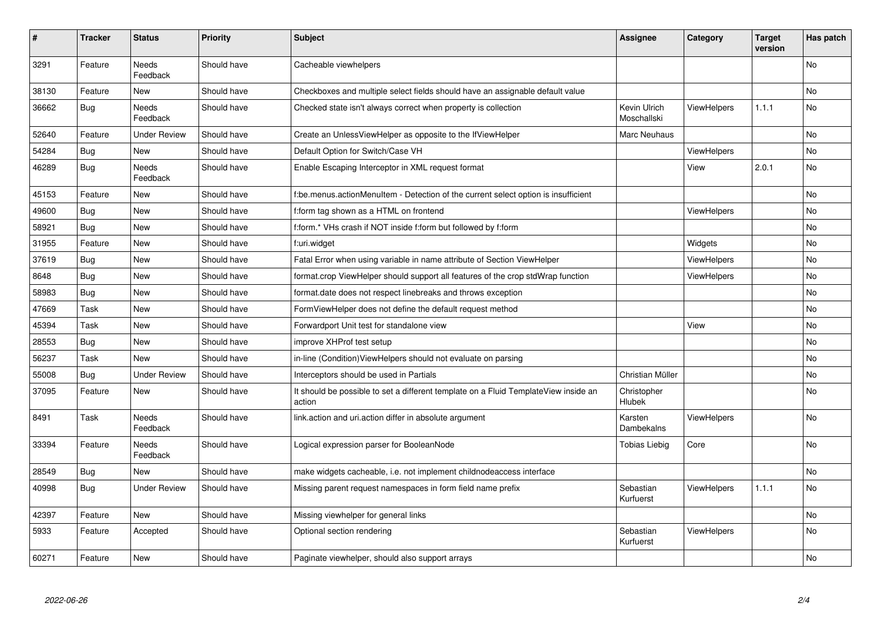| # | Tracker | Status | Priority | Subject | Assignee | Category | Target version | Has patch |
|---|---|---|---|---|---|---|---|---|
| 3291 | Feature | Needs Feedback | Should have | Cacheable viewhelpers | | | | No |
| 38130 | Feature | New | Should have | Checkboxes and multiple select fields should have an assignable default value | | | | No |
| 36662 | Bug | Needs Feedback | Should have | Checked state isn't always correct when property is collection | Kevin Ulrich Moschallski | ViewHelpers | 1.1.1 | No |
| 52640 | Feature | Under Review | Should have | Create an UnlessViewHelper as opposite to the IfViewHelper | Marc Neuhaus | | | No |
| 54284 | Bug | New | Should have | Default Option for Switch/Case VH | | ViewHelpers | | No |
| 46289 | Bug | Needs Feedback | Should have | Enable Escaping Interceptor in XML request format | | View | 2.0.1 | No |
| 45153 | Feature | New | Should have | f:be.menus.actionMenuItem - Detection of the current select option is insufficient | | | | No |
| 49600 | Bug | New | Should have | f:form tag shown as a HTML on frontend | | ViewHelpers | | No |
| 58921 | Bug | New | Should have | f:form.* VHs crash if NOT inside f:form but followed by f:form | | | | No |
| 31955 | Feature | New | Should have | f:uri.widget | | Widgets | | No |
| 37619 | Bug | New | Should have | Fatal Error when using variable in name attribute of Section ViewHelper | | ViewHelpers | | No |
| 8648 | Bug | New | Should have | format.crop ViewHelper should support all features of the crop stdWrap function | | ViewHelpers | | No |
| 58983 | Bug | New | Should have | format.date does not respect linebreaks and throws exception | | | | No |
| 47669 | Task | New | Should have | FormViewHelper does not define the default request method | | | | No |
| 45394 | Task | New | Should have | Forwardport Unit test for standalone view | | View | | No |
| 28553 | Bug | New | Should have | improve XHProf test setup | | | | No |
| 56237 | Task | New | Should have | in-line (Condition)ViewHelpers should not evaluate on parsing | | | | No |
| 55008 | Bug | Under Review | Should have | Interceptors should be used in Partials | Christian Müller | | | No |
| 37095 | Feature | New | Should have | It should be possible to set a different template on a Fluid TemplateView inside an action | Christopher Hlubek | | | No |
| 8491 | Task | Needs Feedback | Should have | link.action and uri.action differ in absolute argument | Karsten Dambekalns | ViewHelpers | | No |
| 33394 | Feature | Needs Feedback | Should have | Logical expression parser for BooleanNode | Tobias Liebig | Core | | No |
| 28549 | Bug | New | Should have | make widgets cacheable, i.e. not implement childnodeaccess interface | | | | No |
| 40998 | Bug | Under Review | Should have | Missing parent request namespaces in form field name prefix | Sebastian Kurfuerst | ViewHelpers | 1.1.1 | No |
| 42397 | Feature | New | Should have | Missing viewhelper for general links | | | | No |
| 5933 | Feature | Accepted | Should have | Optional section rendering | Sebastian Kurfuerst | ViewHelpers | | No |
| 60271 | Feature | New | Should have | Paginate viewhelper, should also support arrays | | | | No |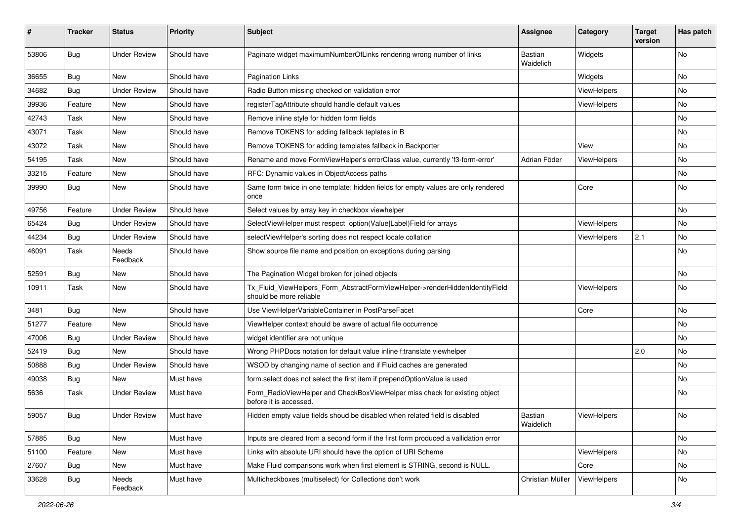| # | Tracker | Status | Priority | Subject | Assignee | Category | Target version | Has patch |
|---|---|---|---|---|---|---|---|---|
| 53806 | Bug | Under Review | Should have | Paginate widget maximumNumberOfLinks rendering wrong number of links | Bastian Waidelich | Widgets | | No |
| 36655 | Bug | New | Should have | Pagination Links | | Widgets | | No |
| 34682 | Bug | Under Review | Should have | Radio Button missing checked on validation error | | ViewHelpers | | No |
| 39936 | Feature | New | Should have | registerTagAttribute should handle default values | | ViewHelpers | | No |
| 42743 | Task | New | Should have | Remove inline style for hidden form fields | | | | No |
| 43071 | Task | New | Should have | Remove TOKENS for adding fallback teplates in B | | | | No |
| 43072 | Task | New | Should have | Remove TOKENS for adding templates fallback in Backporter | | View | | No |
| 54195 | Task | New | Should have | Rename and move FormViewHelper's errorClass value, currently 'f3-form-error' | Adrian Föder | ViewHelpers | | No |
| 33215 | Feature | New | Should have | RFC: Dynamic values in ObjectAccess paths | | | | No |
| 39990 | Bug | New | Should have | Same form twice in one template: hidden fields for empty values are only rendered once | | Core | | No |
| 49756 | Feature | Under Review | Should have | Select values by array key in checkbox viewhelper | | | | No |
| 65424 | Bug | Under Review | Should have | SelectViewHelper must respect option(Value\|Label)Field for arrays | | ViewHelpers | | No |
| 44234 | Bug | Under Review | Should have | selectViewHelper's sorting does not respect locale collation | | ViewHelpers | 2.1 | No |
| 46091 | Task | Needs Feedback | Should have | Show source file name and position on exceptions during parsing | | | | No |
| 52591 | Bug | New | Should have | The Pagination Widget broken for joined objects | | | | No |
| 10911 | Task | New | Should have | Tx_Fluid_ViewHelpers_Form_AbstractFormViewHelper->renderHiddenIdentityField should be more reliable | | ViewHelpers | | No |
| 3481 | Bug | New | Should have | Use ViewHelperVariableContainer in PostParseFacet | | Core | | No |
| 51277 | Feature | New | Should have | ViewHelper context should be aware of actual file occurrence | | | | No |
| 47006 | Bug | Under Review | Should have | widget identifier are not unique | | | | No |
| 52419 | Bug | New | Should have | Wrong PHPDocs notation for default value inline f:translate viewhelper | | | 2.0 | No |
| 50888 | Bug | Under Review | Should have | WSOD by changing name of section and if Fluid caches are generated | | | | No |
| 49038 | Bug | New | Must have | form.select does not select the first item if prependOptionValue is used | | | | No |
| 5636 | Task | Under Review | Must have | Form_RadioViewHelper and CheckBoxViewHelper miss check for existing object before it is accessed. | | | | No |
| 59057 | Bug | Under Review | Must have | Hidden empty value fields shoud be disabled when related field is disabled | Bastian Waidelich | ViewHelpers | | No |
| 57885 | Bug | New | Must have | Inputs are cleared from a second form if the first form produced a vallidation error | | | | No |
| 51100 | Feature | New | Must have | Links with absolute URI should have the option of URI Scheme | | ViewHelpers | | No |
| 27607 | Bug | New | Must have | Make Fluid comparisons work when first element is STRING, second is NULL. | | Core | | No |
| 33628 | Bug | Needs Feedback | Must have | Multicheckboxes (multiselect) for Collections don't work | Christian Müller | ViewHelpers | | No |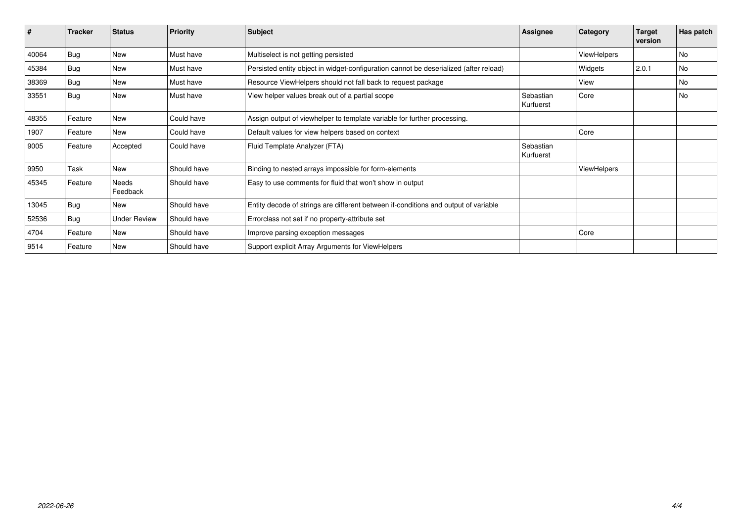| # | Tracker | Status | Priority | Subject | Assignee | Category | Target version | Has patch |
|---|---|---|---|---|---|---|---|---|
| 40064 | Bug | New | Must have | Multiselect is not getting persisted | | ViewHelpers | | No |
| 45384 | Bug | New | Must have | Persisted entity object in widget-configuration cannot be deserialized (after reload) | | Widgets | 2.0.1 | No |
| 38369 | Bug | New | Must have | Resource ViewHelpers should not fall back to request package | | View | | No |
| 33551 | Bug | New | Must have | View helper values break out of a partial scope | Sebastian Kurfuerst | Core | | No |
| 48355 | Feature | New | Could have | Assign output of viewhelper to template variable for further processing. | | | | |
| 1907 | Feature | New | Could have | Default values for view helpers based on context | | Core | | |
| 9005 | Feature | Accepted | Could have | Fluid Template Analyzer (FTA) | Sebastian Kurfuerst | | | |
| 9950 | Task | New | Should have | Binding to nested arrays impossible for form-elements | | ViewHelpers | | |
| 45345 | Feature | Needs Feedback | Should have | Easy to use comments for fluid that won't show in output | | | | |
| 13045 | Bug | New | Should have | Entity decode of strings are different between if-conditions and output of variable | | | | |
| 52536 | Bug | Under Review | Should have | Errorclass not set if no property-attribute set | | | | |
| 4704 | Feature | New | Should have | Improve parsing exception messages | | Core | | |
| 9514 | Feature | New | Should have | Support explicit Array Arguments for ViewHelpers | | | | |

*2022-06-26*